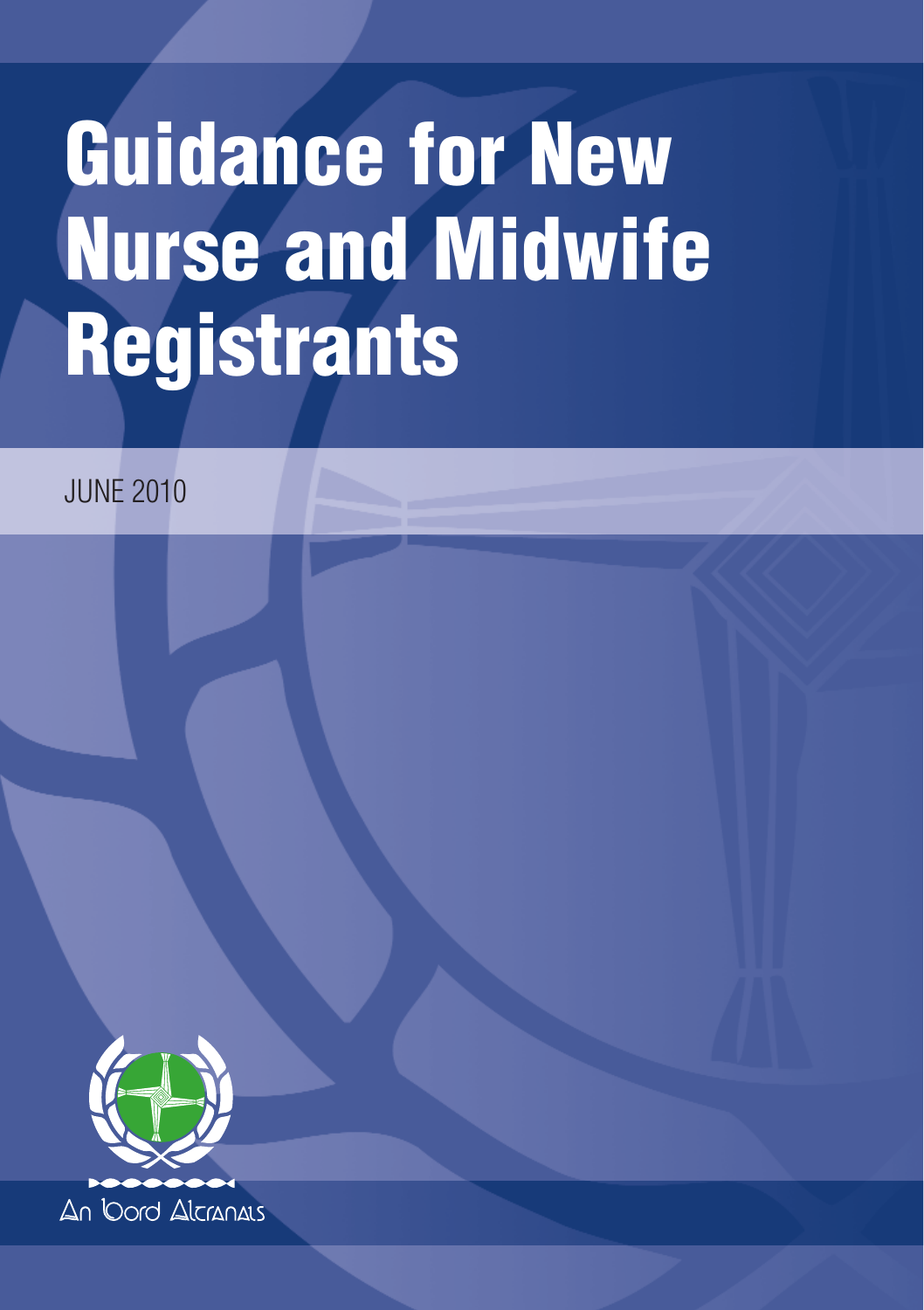# Guidance for New Nurse and Midwife Registrants

JUNE 2010

An Bord Altranais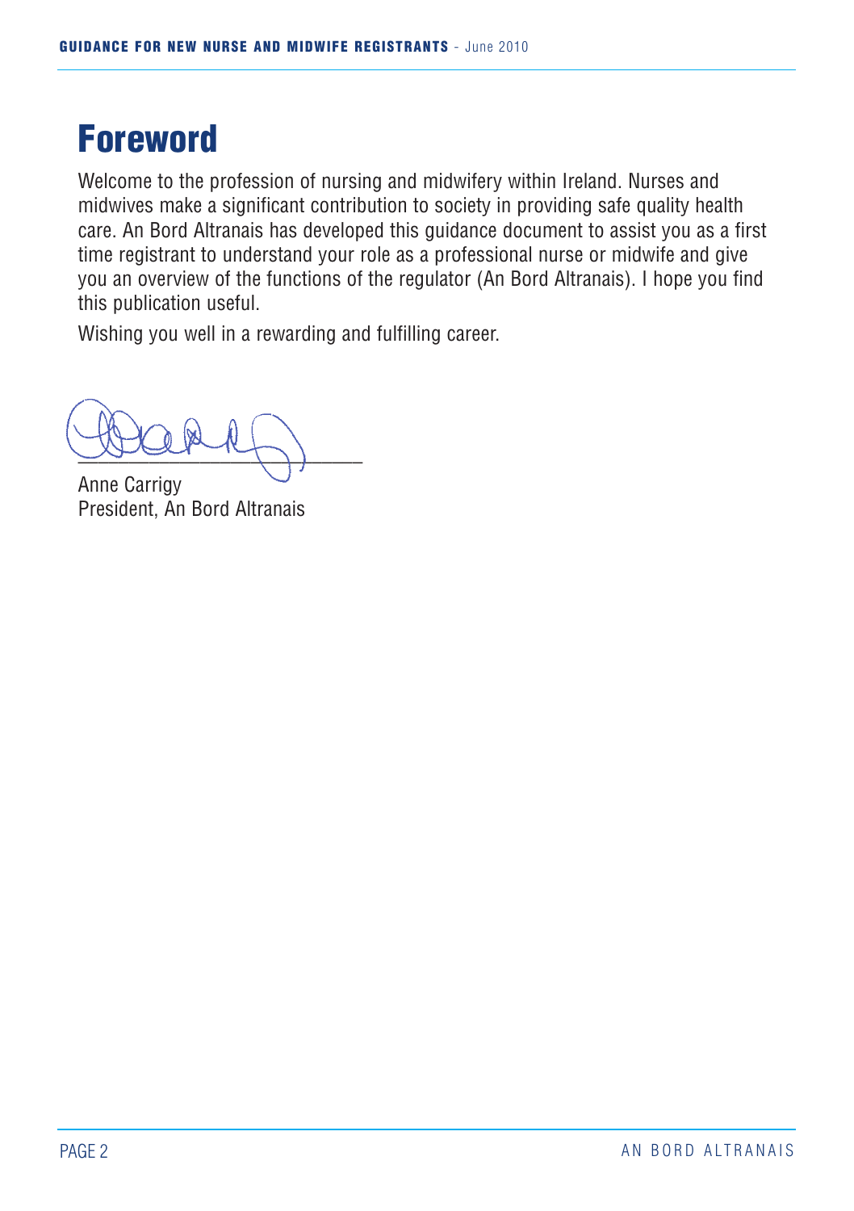# Foreword

Welcome to the profession of nursing and midwifery within Ireland. Nurses and midwives make a significant contribution to society in providing safe quality health care. An Bord Altranais has developed this guidance document to assist you as a first time registrant to understand your role as a professional nurse or midwife and give you an overview of the functions of the regulator (An Bord Altranais). I hope you find this publication useful.

Wishing you well in a rewarding and fulfilling career.

Anne Carrigy
President, An Bord Altranais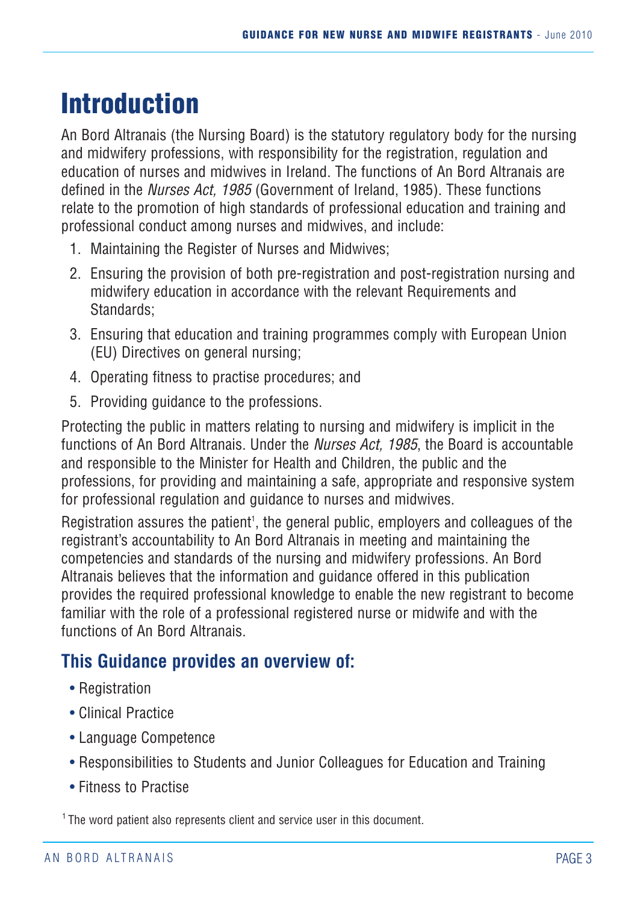# Introduction

An Bord Altranais (the Nursing Board) is the statutory regulatory body for the nursing and midwifery professions, with responsibility for the registration, regulation and education of nurses and midwives in Ireland. The functions of An Bord Altranais are defined in the *Nurses Act, 1985* (Government of Ireland, 1985). These functions relate to the promotion of high standards of professional education and training and professional conduct among nurses and midwives, and include:

1. Maintaining the Register of Nurses and Midwives;
2. Ensuring the provision of both pre-registration and post-registration nursing and midwifery education in accordance with the relevant Requirements and Standards;
3. Ensuring that education and training programmes comply with European Union (EU) Directives on general nursing;
4. Operating fitness to practise procedures; and
5. Providing guidance to the professions.

Protecting the public in matters relating to nursing and midwifery is implicit in the functions of An Bord Altranais. Under the *Nurses Act, 1985*, the Board is accountable and responsible to the Minister for Health and Children, the public and the professions, for providing and maintaining a safe, appropriate and responsive system for professional regulation and guidance to nurses and midwives.

Registration assures the patient[1], the general public, employers and colleagues of the registrant's accountability to An Bord Altranais in meeting and maintaining the competencies and standards of the nursing and midwifery professions. An Bord Altranais believes that the information and guidance offered in this publication provides the required professional knowledge to enable the new registrant to become familiar with the role of a professional registered nurse or midwife and with the functions of An Bord Altranais.

## This Guidance provides an overview of:

- Registration
- Clinical Practice
- Language Competence
- Responsibilities to Students and Junior Colleagues for Education and Training
- Fitness to Practise

[1] The word patient also represents client and service user in this document.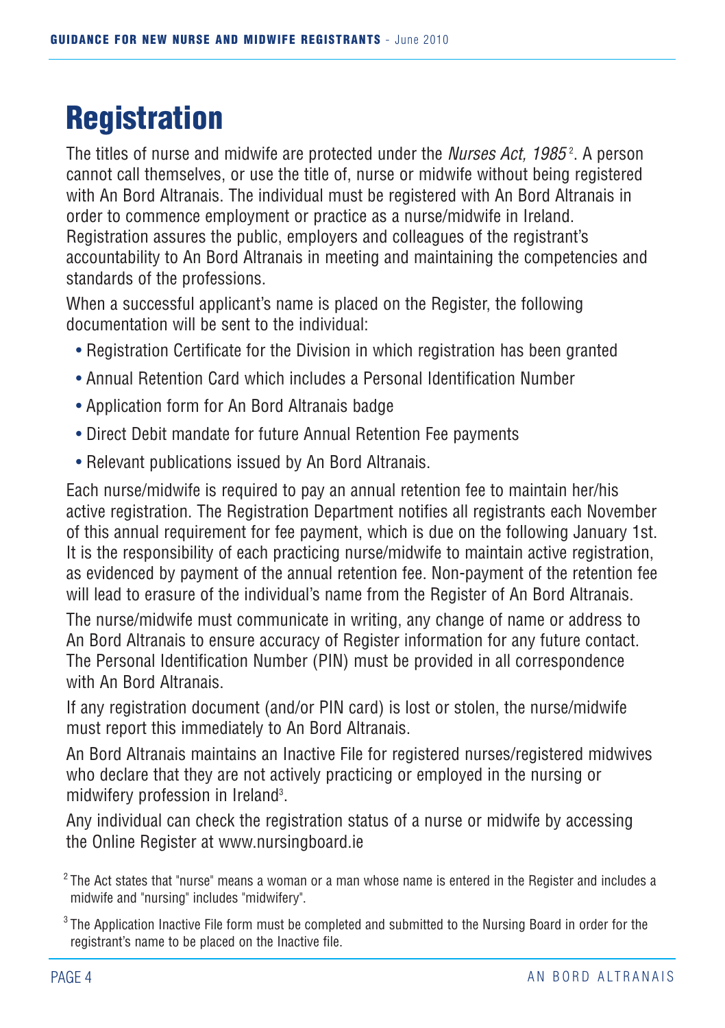# Registration

The titles of nurse and midwife are protected under the *Nurses Act, 1985*[2]. A person cannot call themselves, or use the title of, nurse or midwife without being registered with An Bord Altranais. The individual must be registered with An Bord Altranais in order to commence employment or practice as a nurse/midwife in Ireland. Registration assures the public, employers and colleagues of the registrant's accountability to An Bord Altranais in meeting and maintaining the competencies and standards of the professions.

When a successful applicant's name is placed on the Register, the following documentation will be sent to the individual:

- Registration Certificate for the Division in which registration has been granted
- Annual Retention Card which includes a Personal Identification Number
- Application form for An Bord Altranais badge
- Direct Debit mandate for future Annual Retention Fee payments
- Relevant publications issued by An Bord Altranais.

Each nurse/midwife is required to pay an annual retention fee to maintain her/his active registration. The Registration Department notifies all registrants each November of this annual requirement for fee payment, which is due on the following January 1st. It is the responsibility of each practicing nurse/midwife to maintain active registration, as evidenced by payment of the annual retention fee. Non-payment of the retention fee will lead to erasure of the individual's name from the Register of An Bord Altranais.

The nurse/midwife must communicate in writing, any change of name or address to An Bord Altranais to ensure accuracy of Register information for any future contact. The Personal Identification Number (PIN) must be provided in all correspondence with An Bord Altranais.

If any registration document (and/or PIN card) is lost or stolen, the nurse/midwife must report this immediately to An Bord Altranais.

An Bord Altranais maintains an Inactive File for registered nurses/registered midwives who declare that they are not actively practicing or employed in the nursing or midwifery profession in Ireland[3].

Any individual can check the registration status of a nurse or midwife by accessing the Online Register at www.nursingboard.ie

[2] The Act states that "nurse" means a woman or a man whose name is entered in the Register and includes a midwife and "nursing" includes "midwifery".

[3] The Application Inactive File form must be completed and submitted to the Nursing Board in order for the registrant's name to be placed on the Inactive file.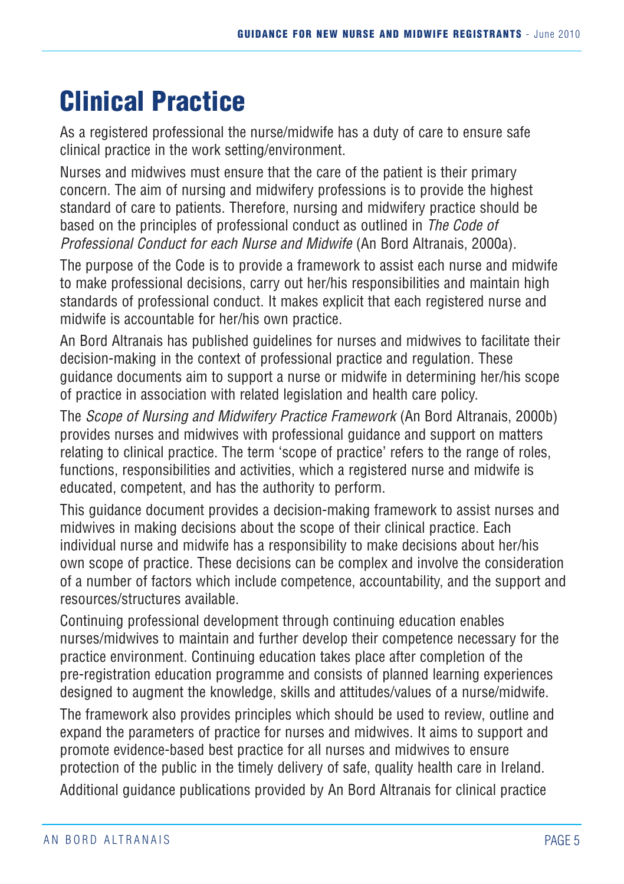# Clinical Practice

As a registered professional the nurse/midwife has a duty of care to ensure safe clinical practice in the work setting/environment.

Nurses and midwives must ensure that the care of the patient is their primary concern. The aim of nursing and midwifery professions is to provide the highest standard of care to patients. Therefore, nursing and midwifery practice should be based on the principles of professional conduct as outlined in *The Code of Professional Conduct for each Nurse and Midwife* (An Bord Altranais, 2000a).

The purpose of the Code is to provide a framework to assist each nurse and midwife to make professional decisions, carry out her/his responsibilities and maintain high standards of professional conduct. It makes explicit that each registered nurse and midwife is accountable for her/his own practice.

An Bord Altranais has published guidelines for nurses and midwives to facilitate their decision-making in the context of professional practice and regulation. These guidance documents aim to support a nurse or midwife in determining her/his scope of practice in association with related legislation and health care policy.

The *Scope of Nursing and Midwifery Practice Framework* (An Bord Altranais, 2000b) provides nurses and midwives with professional guidance and support on matters relating to clinical practice. The term 'scope of practice' refers to the range of roles, functions, responsibilities and activities, which a registered nurse and midwife is educated, competent, and has the authority to perform.

This guidance document provides a decision-making framework to assist nurses and midwives in making decisions about the scope of their clinical practice. Each individual nurse and midwife has a responsibility to make decisions about her/his own scope of practice. These decisions can be complex and involve the consideration of a number of factors which include competence, accountability, and the support and resources/structures available.

Continuing professional development through continuing education enables nurses/midwives to maintain and further develop their competence necessary for the practice environment. Continuing education takes place after completion of the pre-registration education programme and consists of planned learning experiences designed to augment the knowledge, skills and attitudes/values of a nurse/midwife.

The framework also provides principles which should be used to review, outline and expand the parameters of practice for nurses and midwives. It aims to support and promote evidence-based best practice for all nurses and midwives to ensure protection of the public in the timely delivery of safe, quality health care in Ireland.

Additional guidance publications provided by An Bord Altranais for clinical practice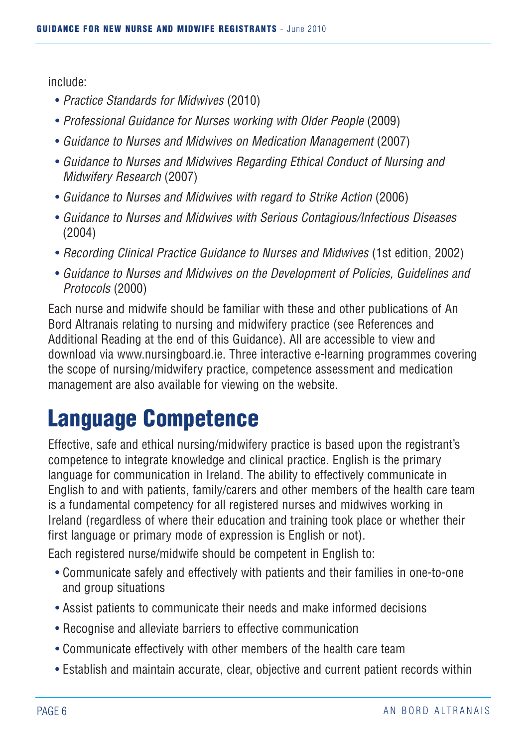include:

- *Practice Standards for Midwives* (2010)
- *Professional Guidance for Nurses working with Older People* (2009)
- *Guidance to Nurses and Midwives on Medication Management* (2007)
- *Guidance to Nurses and Midwives Regarding Ethical Conduct of Nursing and Midwifery Research* (2007)
- *Guidance to Nurses and Midwives with regard to Strike Action* (2006)
- *Guidance to Nurses and Midwives with Serious Contagious/Infectious Diseases* (2004)
- *Recording Clinical Practice Guidance to Nurses and Midwives* (1st edition, 2002)
- *Guidance to Nurses and Midwives on the Development of Policies, Guidelines and Protocols* (2000)

Each nurse and midwife should be familiar with these and other publications of An Bord Altranais relating to nursing and midwifery practice (see References and Additional Reading at the end of this Guidance). All are accessible to view and download via www.nursingboard.ie. Three interactive e-learning programmes covering the scope of nursing/midwifery practice, competence assessment and medication management are also available for viewing on the website.

# Language Competence

Effective, safe and ethical nursing/midwifery practice is based upon the registrant's competence to integrate knowledge and clinical practice. English is the primary language for communication in Ireland. The ability to effectively communicate in English to and with patients, family/carers and other members of the health care team is a fundamental competency for all registered nurses and midwives working in Ireland (regardless of where their education and training took place or whether their first language or primary mode of expression is English or not).

Each registered nurse/midwife should be competent in English to:

- Communicate safely and effectively with patients and their families in one-to-one and group situations
- Assist patients to communicate their needs and make informed decisions
- Recognise and alleviate barriers to effective communication
- Communicate effectively with other members of the health care team
- Establish and maintain accurate, clear, objective and current patient records within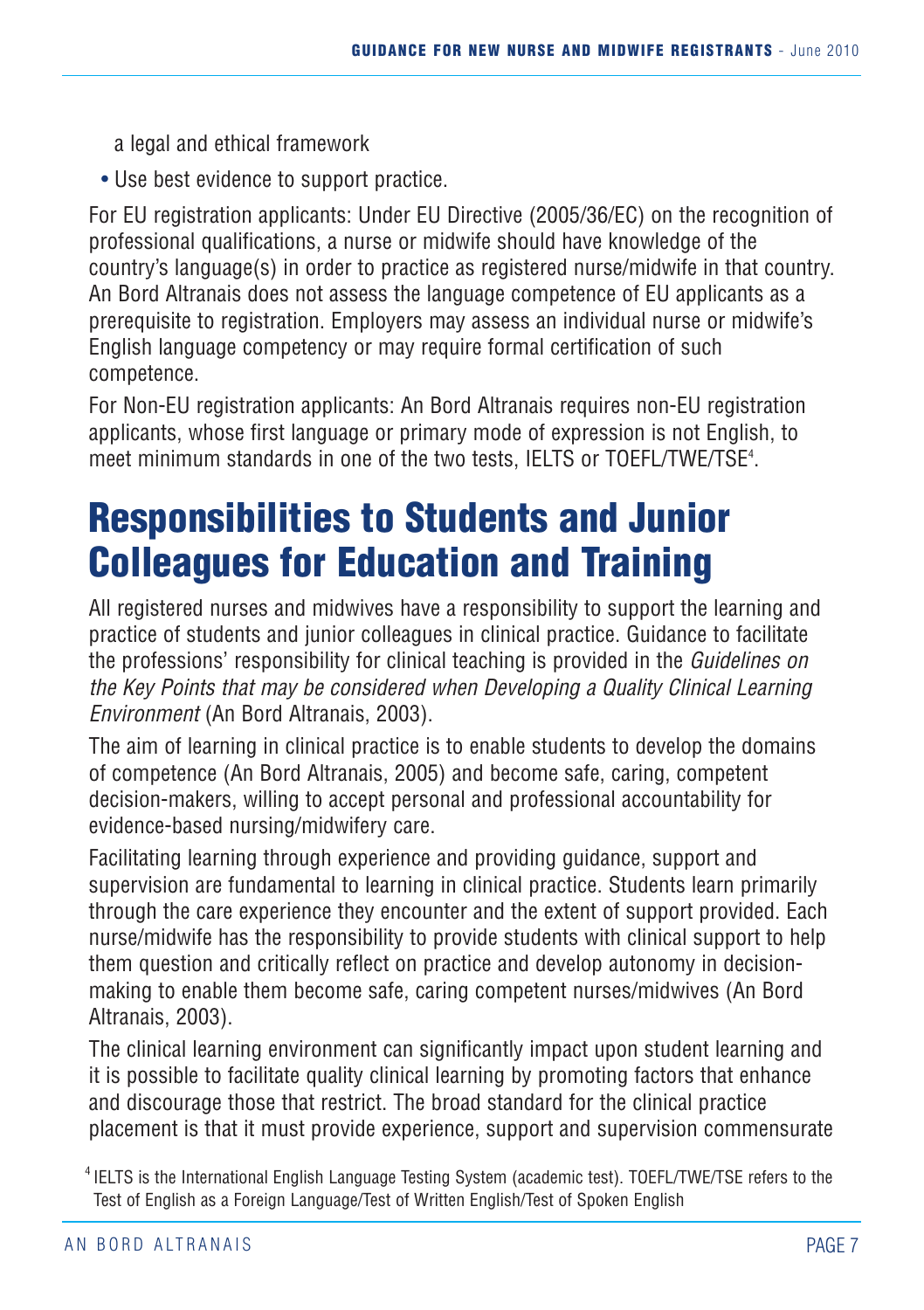a legal and ethical framework

- Use best evidence to support practice.

For EU registration applicants: Under EU Directive (2005/36/EC) on the recognition of professional qualifications, a nurse or midwife should have knowledge of the country's language(s) in order to practice as registered nurse/midwife in that country. An Bord Altranais does not assess the language competence of EU applicants as a prerequisite to registration. Employers may assess an individual nurse or midwife's English language competency or may require formal certification of such competence.

For Non-EU registration applicants: An Bord Altranais requires non-EU registration applicants, whose first language or primary mode of expression is not English, to meet minimum standards in one of the two tests, IELTS or TOEFL/TWE/TSE[4].

# Responsibilities to Students and Junior Colleagues for Education and Training

All registered nurses and midwives have a responsibility to support the learning and practice of students and junior colleagues in clinical practice. Guidance to facilitate the professions' responsibility for clinical teaching is provided in the *Guidelines on the Key Points that may be considered when Developing a Quality Clinical Learning Environment* (An Bord Altranais, 2003).

The aim of learning in clinical practice is to enable students to develop the domains of competence (An Bord Altranais, 2005) and become safe, caring, competent decision-makers, willing to accept personal and professional accountability for evidence-based nursing/midwifery care.

Facilitating learning through experience and providing guidance, support and supervision are fundamental to learning in clinical practice. Students learn primarily through the care experience they encounter and the extent of support provided. Each nurse/midwife has the responsibility to provide students with clinical support to help them question and critically reflect on practice and develop autonomy in decision-making to enable them become safe, caring competent nurses/midwives (An Bord Altranais, 2003).

The clinical learning environment can significantly impact upon student learning and it is possible to facilitate quality clinical learning by promoting factors that enhance and discourage those that restrict. The broad standard for the clinical practice placement is that it must provide experience, support and supervision commensurate

[4] IELTS is the International English Language Testing System (academic test). TOEFL/TWE/TSE refers to the Test of English as a Foreign Language/Test of Written English/Test of Spoken English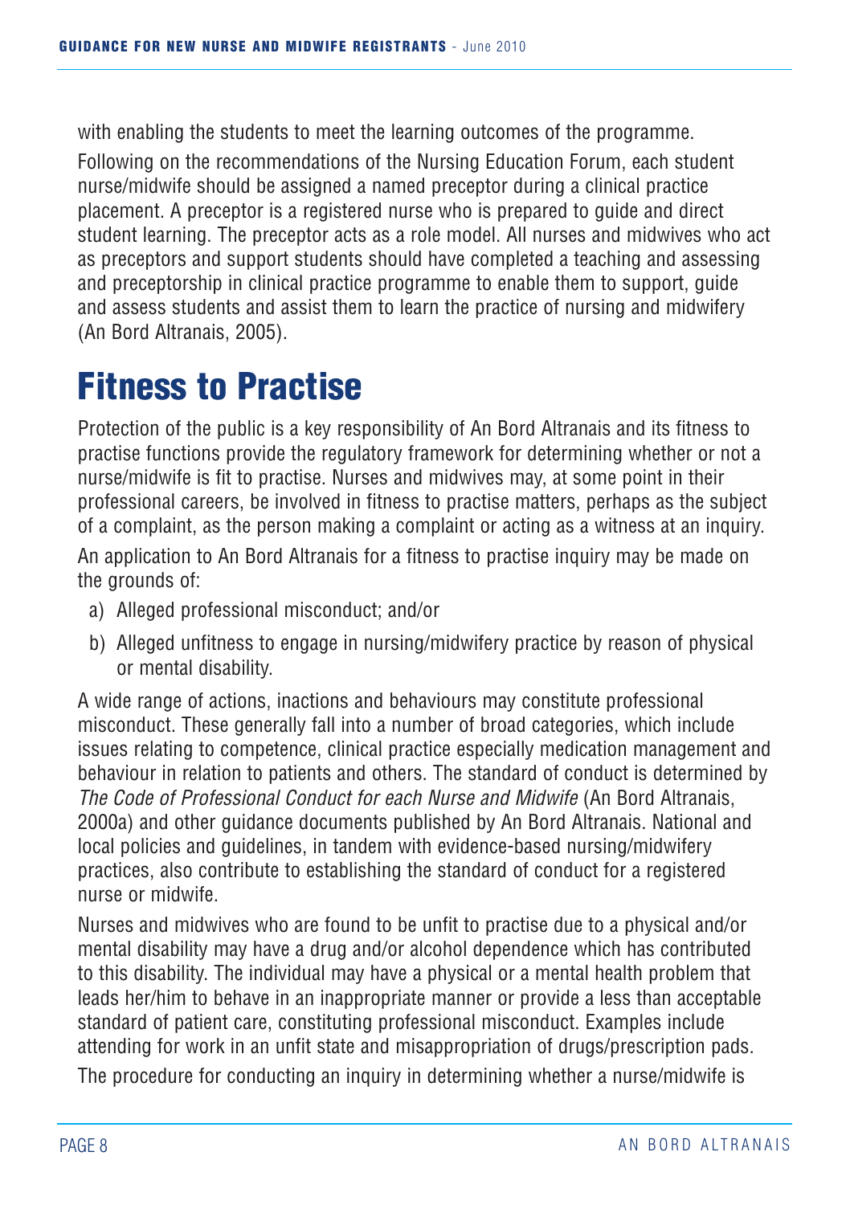with enabling the students to meet the learning outcomes of the programme.

Following on the recommendations of the Nursing Education Forum, each student nurse/midwife should be assigned a named preceptor during a clinical practice placement. A preceptor is a registered nurse who is prepared to guide and direct student learning. The preceptor acts as a role model. All nurses and midwives who act as preceptors and support students should have completed a teaching and assessing and preceptorship in clinical practice programme to enable them to support, guide and assess students and assist them to learn the practice of nursing and midwifery (An Bord Altranais, 2005).

# Fitness to Practise

Protection of the public is a key responsibility of An Bord Altranais and its fitness to practise functions provide the regulatory framework for determining whether or not a nurse/midwife is fit to practise. Nurses and midwives may, at some point in their professional careers, be involved in fitness to practise matters, perhaps as the subject of a complaint, as the person making a complaint or acting as a witness at an inquiry.

An application to An Bord Altranais for a fitness to practise inquiry may be made on the grounds of:

a) Alleged professional misconduct; and/or

b) Alleged unfitness to engage in nursing/midwifery practice by reason of physical or mental disability.

A wide range of actions, inactions and behaviours may constitute professional misconduct. These generally fall into a number of broad categories, which include issues relating to competence, clinical practice especially medication management and behaviour in relation to patients and others. The standard of conduct is determined by *The Code of Professional Conduct for each Nurse and Midwife* (An Bord Altranais, 2000a) and other guidance documents published by An Bord Altranais. National and local policies and guidelines, in tandem with evidence-based nursing/midwifery practices, also contribute to establishing the standard of conduct for a registered nurse or midwife.

Nurses and midwives who are found to be unfit to practise due to a physical and/or mental disability may have a drug and/or alcohol dependence which has contributed to this disability. The individual may have a physical or a mental health problem that leads her/him to behave in an inappropriate manner or provide a less than acceptable standard of patient care, constituting professional misconduct. Examples include attending for work in an unfit state and misappropriation of drugs/prescription pads.

The procedure for conducting an inquiry in determining whether a nurse/midwife is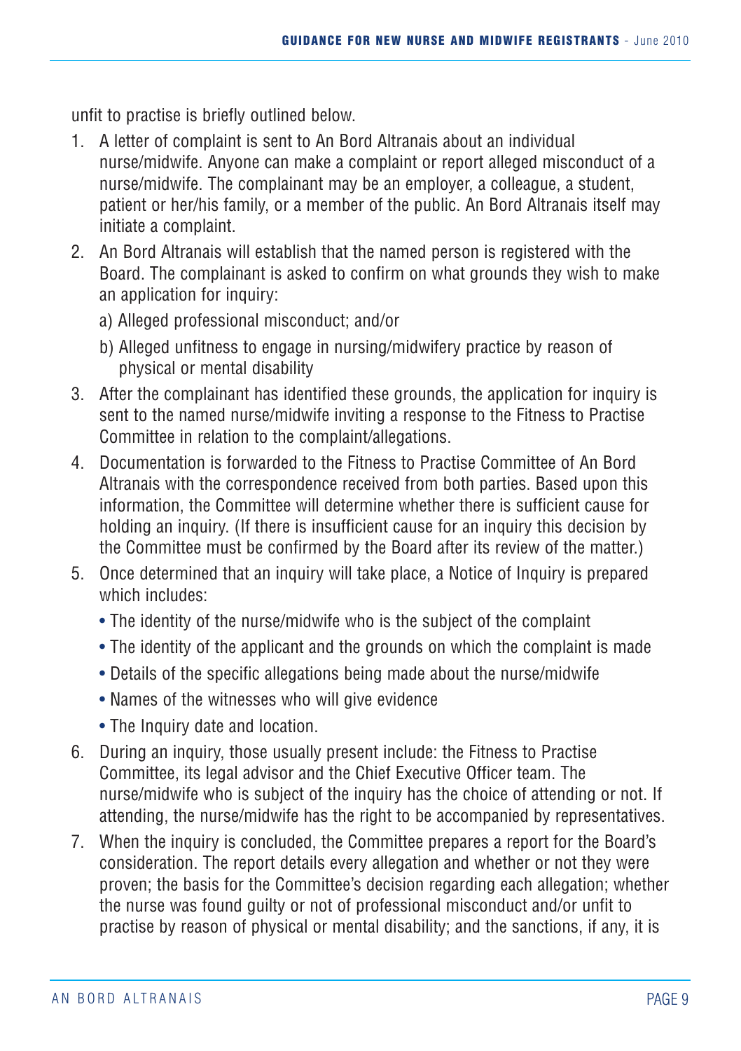unfit to practise is briefly outlined below.

1. A letter of complaint is sent to An Bord Altranais about an individual nurse/midwife. Anyone can make a complaint or report alleged misconduct of a nurse/midwife. The complainant may be an employer, a colleague, a student, patient or her/his family, or a member of the public. An Bord Altranais itself may initiate a complaint.
2. An Bord Altranais will establish that the named person is registered with the Board. The complainant is asked to confirm on what grounds they wish to make an application for inquiry:
   a) Alleged professional misconduct; and/or
   b) Alleged unfitness to engage in nursing/midwifery practice by reason of physical or mental disability
3. After the complainant has identified these grounds, the application for inquiry is sent to the named nurse/midwife inviting a response to the Fitness to Practise Committee in relation to the complaint/allegations.
4. Documentation is forwarded to the Fitness to Practise Committee of An Bord Altranais with the correspondence received from both parties. Based upon this information, the Committee will determine whether there is sufficient cause for holding an inquiry. (If there is insufficient cause for an inquiry this decision by the Committee must be confirmed by the Board after its review of the matter.)
5. Once determined that an inquiry will take place, a Notice of Inquiry is prepared which includes:
   - The identity of the nurse/midwife who is the subject of the complaint
   - The identity of the applicant and the grounds on which the complaint is made
   - Details of the specific allegations being made about the nurse/midwife
   - Names of the witnesses who will give evidence
   - The Inquiry date and location.
6. During an inquiry, those usually present include: the Fitness to Practise Committee, its legal advisor and the Chief Executive Officer team. The nurse/midwife who is subject of the inquiry has the choice of attending or not. If attending, the nurse/midwife has the right to be accompanied by representatives.
7. When the inquiry is concluded, the Committee prepares a report for the Board's consideration. The report details every allegation and whether or not they were proven; the basis for the Committee's decision regarding each allegation; whether the nurse was found guilty or not of professional misconduct and/or unfit to practise by reason of physical or mental disability; and the sanctions, if any, it is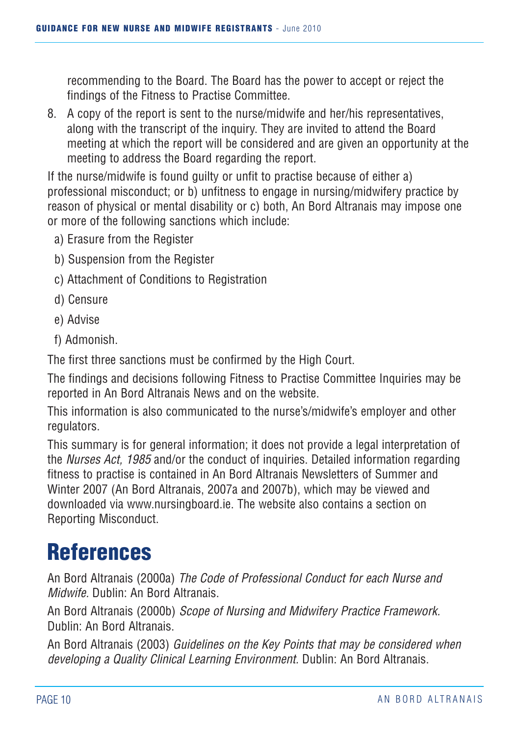recommending to the Board. The Board has the power to accept or reject the findings of the Fitness to Practise Committee.

8. A copy of the report is sent to the nurse/midwife and her/his representatives, along with the transcript of the inquiry. They are invited to attend the Board meeting at which the report will be considered and are given an opportunity at the meeting to address the Board regarding the report.

If the nurse/midwife is found guilty or unfit to practise because of either a) professional misconduct; or b) unfitness to engage in nursing/midwifery practice by reason of physical or mental disability or c) both, An Bord Altranais may impose one or more of the following sanctions which include:

a) Erasure from the Register

b) Suspension from the Register

c) Attachment of Conditions to Registration

d) Censure

e) Advise

f) Admonish.

The first three sanctions must be confirmed by the High Court.

The findings and decisions following Fitness to Practise Committee Inquiries may be reported in An Bord Altranais News and on the website.

This information is also communicated to the nurse's/midwife's employer and other regulators.

This summary is for general information; it does not provide a legal interpretation of the *Nurses Act, 1985* and/or the conduct of inquiries. Detailed information regarding fitness to practise is contained in An Bord Altranais Newsletters of Summer and Winter 2007 (An Bord Altranais, 2007a and 2007b), which may be viewed and downloaded via www.nursingboard.ie. The website also contains a section on Reporting Misconduct.

# References

An Bord Altranais (2000a) *The Code of Professional Conduct for each Nurse and Midwife.* Dublin: An Bord Altranais.

An Bord Altranais (2000b) *Scope of Nursing and Midwifery Practice Framework.* Dublin: An Bord Altranais.

An Bord Altranais (2003) *Guidelines on the Key Points that may be considered when developing a Quality Clinical Learning Environment.* Dublin: An Bord Altranais.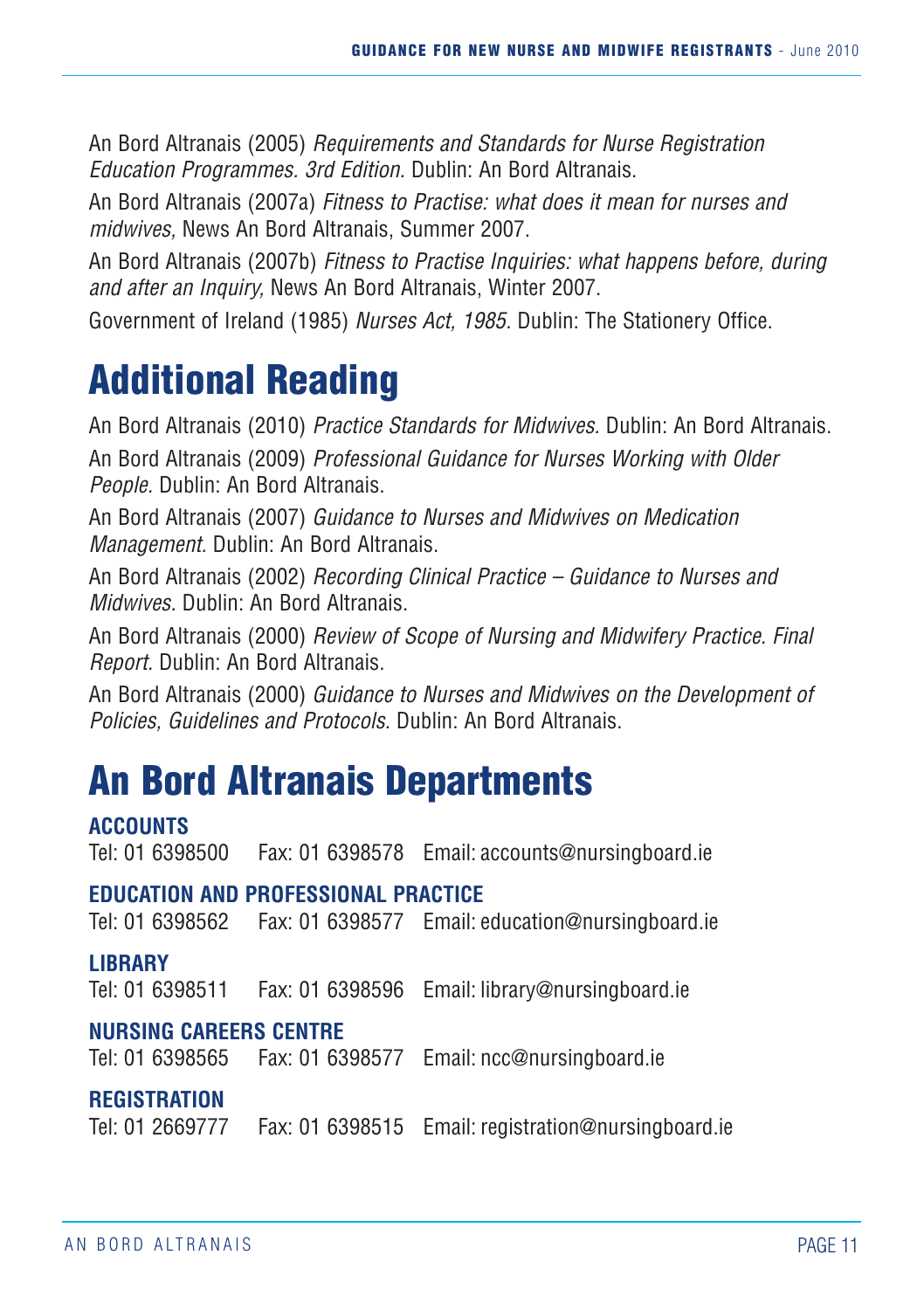An Bord Altranais (2005) *Requirements and Standards for Nurse Registration Education Programmes. 3rd Edition.* Dublin: An Bord Altranais.

An Bord Altranais (2007a) *Fitness to Practise: what does it mean for nurses and midwives,* News An Bord Altranais, Summer 2007.

An Bord Altranais (2007b) *Fitness to Practise Inquiries: what happens before, during and after an Inquiry,* News An Bord Altranais, Winter 2007.

Government of Ireland (1985) *Nurses Act, 1985.* Dublin: The Stationery Office.

# Additional Reading

An Bord Altranais (2010) *Practice Standards for Midwives.* Dublin: An Bord Altranais.

An Bord Altranais (2009) *Professional Guidance for Nurses Working with Older People.* Dublin: An Bord Altranais.

An Bord Altranais (2007) *Guidance to Nurses and Midwives on Medication Management.* Dublin: An Bord Altranais.

An Bord Altranais (2002) *Recording Clinical Practice – Guidance to Nurses and Midwives.* Dublin: An Bord Altranais.

An Bord Altranais (2000) *Review of Scope of Nursing and Midwifery Practice. Final Report.* Dublin: An Bord Altranais.

An Bord Altranais (2000) *Guidance to Nurses and Midwives on the Development of Policies, Guidelines and Protocols.* Dublin: An Bord Altranais.

# An Bord Altranais Departments

**ACCOUNTS**
Tel: 01 6398500 Fax: 01 6398578 Email: accounts@nursingboard.ie

**EDUCATION AND PROFESSIONAL PRACTICE**
Tel: 01 6398562 Fax: 01 6398577 Email: education@nursingboard.ie

**LIBRARY**
Tel: 01 6398511 Fax: 01 6398596 Email: library@nursingboard.ie

**NURSING CAREERS CENTRE**
Tel: 01 6398565 Fax: 01 6398577 Email: ncc@nursingboard.ie

**REGISTRATION**
Tel: 01 2669777 Fax: 01 6398515 Email: registration@nursingboard.ie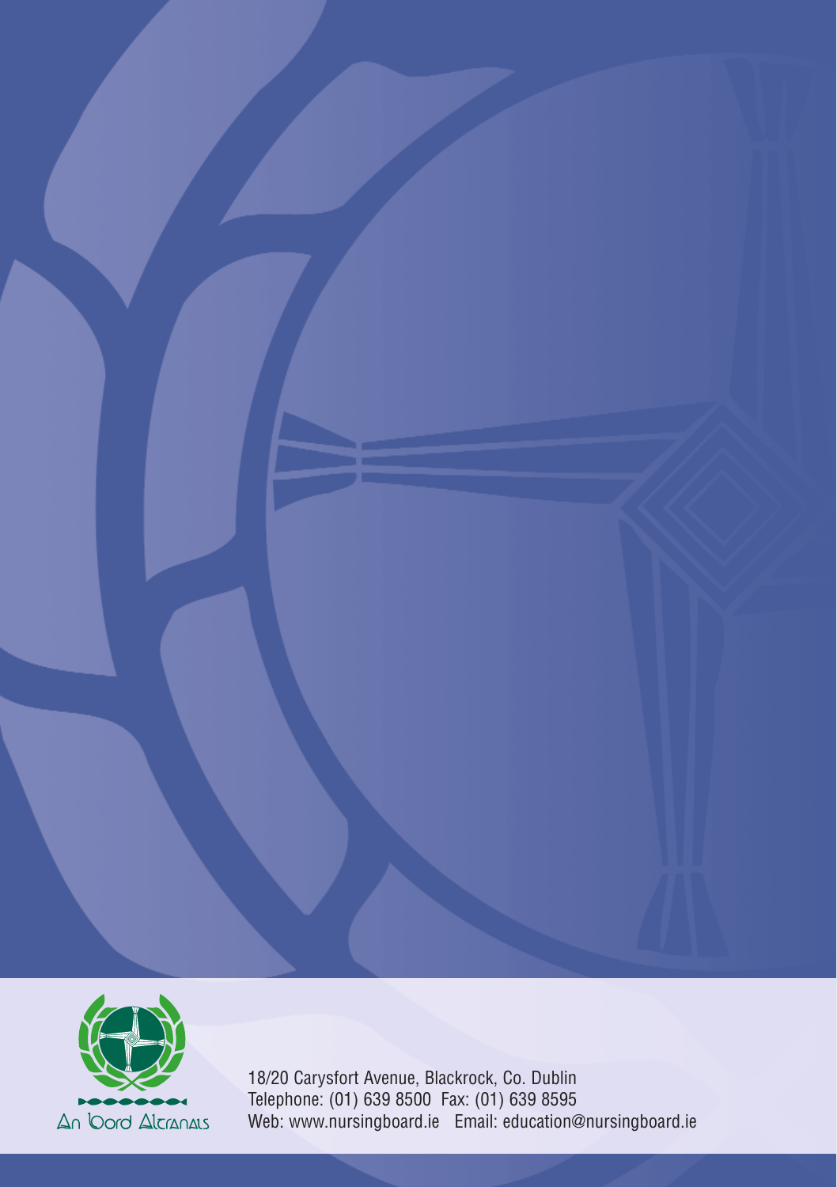An Bord Altranais

18/20 Carysfort Avenue, Blackrock, Co. Dublin
Telephone: (01) 639 8500 Fax: (01) 639 8595
Web: www.nursingboard.ie Email: education@nursingboard.ie